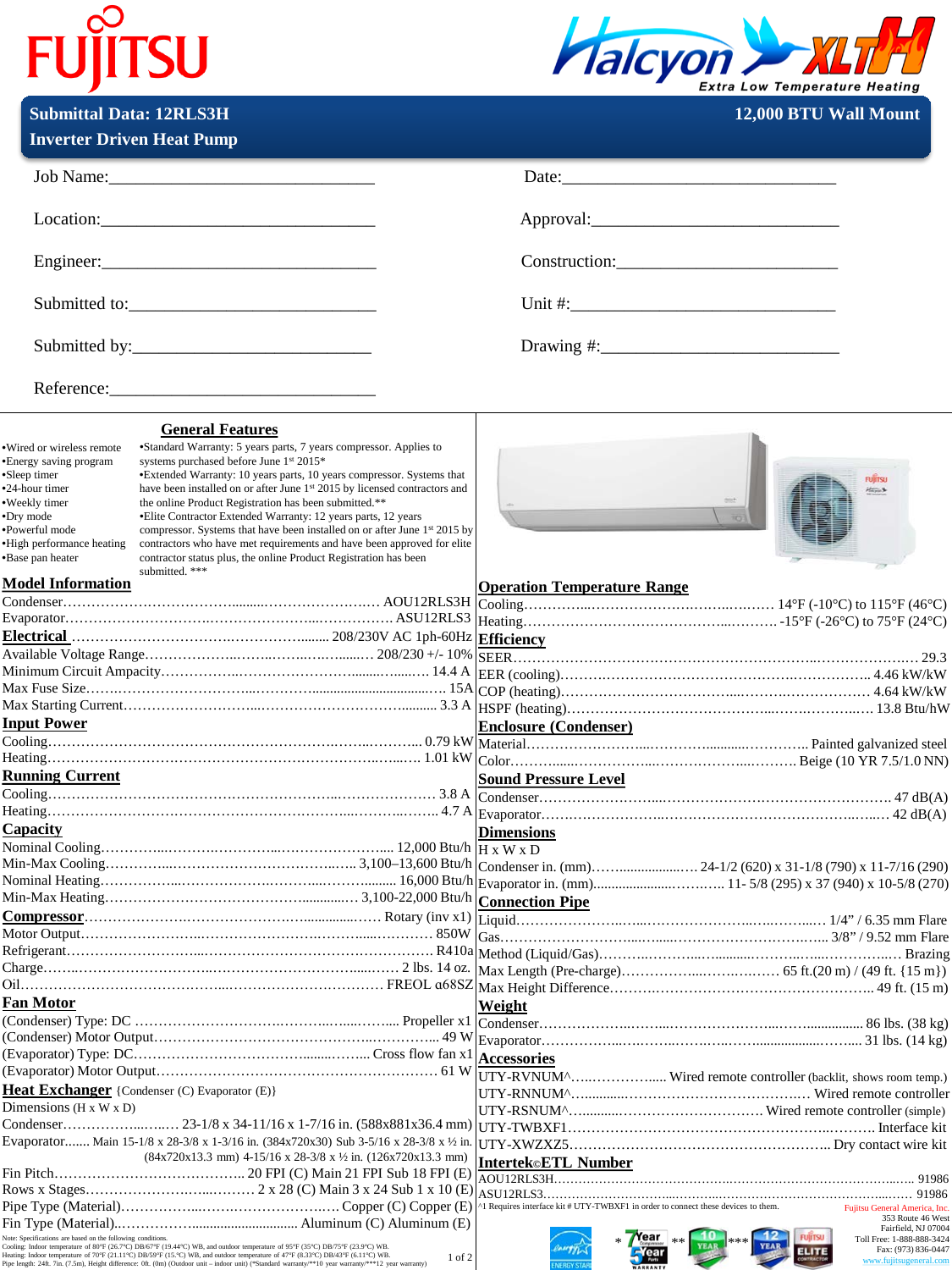# FUJITSU

**Halcyon XLTH** — *Extra Low Temperature Heating*

**Submittal Data: 12RLS3H** — **12,000 BTU Wall Mount**

**Inverter Driven Heat Pump**

Job Name:______________________________ Date:______________________________

Location:______________________________ Approval:______________________________

Engineer:______________________________ Construction:______________________________

Submitted to:______________________________ Unit #:______________________________

Submitted by:______________________________ Drawing #:______________________________

Reference:______________________________

## General Features

- •Wired or wireless remote
- •Energy saving program
- •Sleep timer
- •24-hour timer
- •Weekly timer
- •Dry mode
- •Powerful mode
- •High performance heating
- •Base pan heater

- •Standard Warranty: 5 years parts, 7 years compressor. Applies to systems purchased before June 1st 2015*
- •Extended Warranty: 10 years parts, 10 years compressor. Systems that have been installed on or after June 1st 2015 by licensed contractors and the online Product Registration has been submitted.**
- •Elite Contractor Extended Warranty: 12 years parts, 12 years compressor. Systems that have been installed on or after June 1st 2015 by contractors who have met requirements and have been approved for elite contractor status plus, the online Product Registration has been submitted. ***

## Model Information

Condenser……………………………… AOU12RLS3H

Evaporator……………………………… ASU12RLS3

## Electrical …………………………… 208/230V AC 1ph-60Hz

Available Voltage Range……………………… 208/230 +/- 10%

Minimum Circuit Ampacity……………………… 14.4 A

Max Fuse Size……………………………… 15A

Max Starting Current……………………………… 3.3 A

## Input Power

Cooling……………………………… 0.79 kW

Heating……………………………… 1.01 kW

## Running Current

Cooling……………………………… 3.8 A

Heating……………………………… 4.7 A

## Capacity

Nominal Cooling……………………………… 12,000 Btu/h

Min-Max Cooling……………………………… 3,100–13,600 Btu/h

Nominal Heating……………………………… 16,000 Btu/h

Min-Max Heating……………………………… 3,100-22,000 Btu/h

## Compressor……………………………… Rotary (inv x1)

Motor Output……………………………… 850W

Refrigerant……………………………… R410a

Charge……………………………… 2 lbs. 14 oz.

Oil……………………………… FREOL α68SZ

## Fan Motor

(Condenser) Type: DC ……………………… Propeller x1

(Condenser) Motor Output……………………… 49 W

(Evaporator) Type: DC……………………… Cross flow fan x1

(Evaporator) Motor Output……………………… 61 W

## Heat Exchanger {Condenser (C) Evaporator (E)}

Dimensions (H x W x D)

Condenser……………… 23-1/8 x 34-11/16 x 1-7/16 in. (588x881x36.4 mm)

Evaporator....... Main 15-1/8 x 28-3/8 x 1-3/16 in. (384x720x30) Sub 3-5/16 x 28-3/8 x ½ in. (84x720x13.3 mm) 4-15/16 x 28-3/8 x ½ in. (126x720x13.3 mm)

Fin Pitch……………………… 20 FPI (C) Main 21 FPI Sub 18 FPI (E)

Rows x Stages……………………… 2 x 28 (C) Main 3 x 24 Sub 1 x 10 (E)

Pipe Type (Material)……………………… Copper (C) Copper (E)

Fin Type (Material)……………………… Aluminum (C) Aluminum (E)

Note: Specifications are based on the following conditions.
Cooling: Indoor temperature of 80°F (26.7°C) DB/67°F (19.44°C) WB, and outdoor temperature of 95°F (35°C) DB/75°F (23.9°C) WB.
Heating: Indoor temperature of 70°F (21.11°C) DB/59°F (15.°C) WB, and outdoor temperature of 47°F (8.33°C) DB/43°F (6.11°C) WB.
Pipe length: 24ft. 7in. (7.5m), Height difference: 0ft. (0m) (Outdoor unit – indoor unit) (*Standard warranty/**10 year warranty/***12 year warranty)

## Operation Temperature Range

Cooling……………………………… 14°F (-10°C) to 115°F (46°C)

Heating……………………………… -15°F (-26°C) to 75°F (24°C)

## Efficiency

SEER……………………………… 29.3

EER (cooling)……………………………… 4.46 kW/kW

COP (heating)……………………………… 4.64 kW/kW

HSPF (heating)……………………………… 13.8 Btu/hW

## Enclosure (Condenser)

Material……………………………… Painted galvanized steel

Color……………………………… Beige (10 YR 7.5/1.0 NN)

## Sound Pressure Level

Condenser……………………………… 47 dB(A)

Evaporator……………………………… 42 dB(A)

## Dimensions

H x W x D

Condenser in. (mm)……………… 24-1/2 (620) x 31-1/8 (790) x 11-7/16 (290)

Evaporator in. (mm)……………… 11- 5/8 (295) x 37 (940) x 10-5/8 (270)

## Connection Pipe

Liquid……………………………… 1/4" / 6.35 mm Flare

Gas……………………………… 3/8" / 9.52 mm Flare

Method (Liquid/Gas)……………………………… Brazing

Max Length (Pre-charge)……………… 65 ft.(20 m) / (49 ft. {15 m})

Max Height Difference……………………………… 49 ft. (15 m)

## Weight

Condenser……………………………… 86 lbs. (38 kg)

Evaporator……………………………… 31 lbs. (14 kg)

## Accessories

UTY-RVNUM^……………… Wired remote controller (backlit, shows room temp.)

UTY-RNNUM^……………………… Wired remote controller

UTY-RSNUM^……………………… Wired remote controller (simple)

UTY-TWBXF1……………………………… Interface kit

UTY-XWZXZ5……………………………… Dry contact wire kit

## Intertek©ETL Number

AOU12RLS3H……………………………… 91986

ASU12RLS3……………………………… 91986

^1 Requires interface kit # UTY-TWBXF1 in order to connect these devices to them.

Fujitsu General America, Inc.
353 Route 46 West
Fairfield, NJ 07004
Toll Free: 1-888-888-3424
Fax: (973) 836-0447
www.fujitsugeneral.com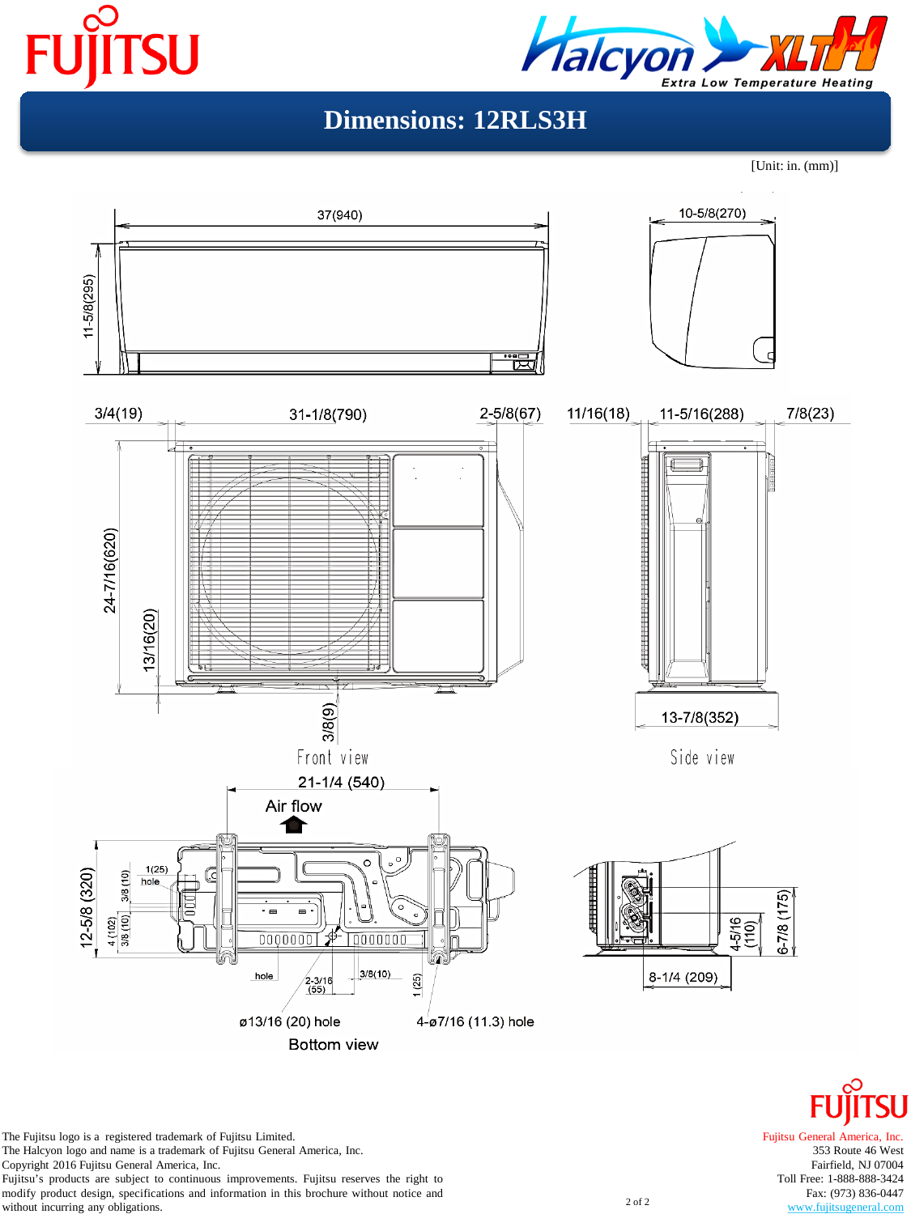# Dimensions: 12RLS3H

[Unit: in. (mm)]

37(940)

10-5/8(270)

11-5/8(295)

3/4(19)

31-1/8(790)

2-5/8(67)

11/16(18)

11-5/16(288)

7/8(23)

24-7/16(620)

13/16(20)

3/8(9)

13-7/8(352)

Front view

Side view

21-1/4 (540)

Air flow

12-5/8 (320)

1(25)

hole

3/8 (10)

4 (102)

3/8 (10)

hole

2-3/16 (55)

3/8(10)

1 (25)

ø13/16 (20) hole

4-ø7/16 (11.3) hole

Bottom view

4-5/16 (110)

6-7/8 (175)

8-1/4 (209)

The Fujitsu logo is a registered trademark of Fujitsu Limited.
The Halcyon logo and name is a trademark of Fujitsu General America, Inc.
Copyright 2016 Fujitsu General America, Inc.
Fujitsu's products are subject to continuous improvements. Fujitsu reserves the right to modify product design, specifications and information in this brochure without notice and without incurring any obligations.

Fujitsu General America, Inc.
353 Route 46 West
Fairfield, NJ 07004
Toll Free: 1-888-888-3424
Fax: (973) 836-0447
www.fujitsugeneral.com